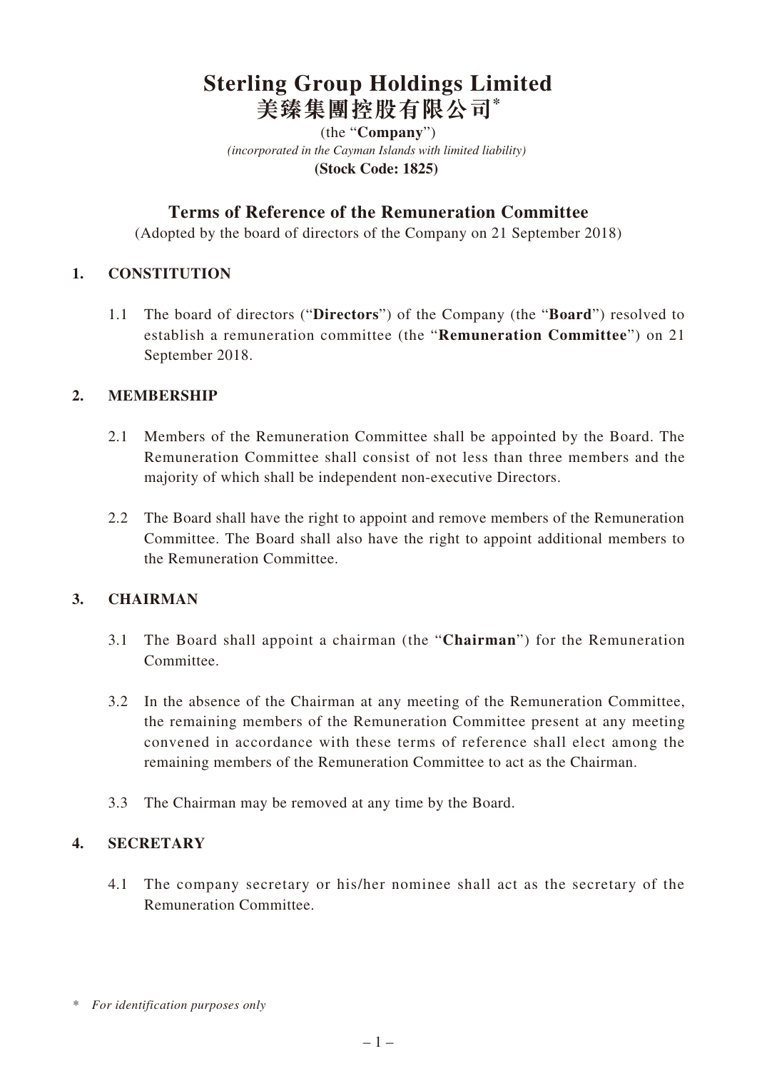# Sterling Group Holdings Limited
# 美臻集團控股有限公司*

(the "**Company**")

*(incorporated in the Cayman Islands with limited liability)*

**(Stock Code: 1825)**

## Terms of Reference of the Remuneration Committee

(Adopted by the board of directors of the Company on 21 September 2018)

### 1. CONSTITUTION

1.1 The board of directors ("**Directors**") of the Company (the "**Board**") resolved to establish a remuneration committee (the "**Remuneration Committee**") on 21 September 2018.

### 2. MEMBERSHIP

2.1 Members of the Remuneration Committee shall be appointed by the Board. The Remuneration Committee shall consist of not less than three members and the majority of which shall be independent non-executive Directors.

2.2 The Board shall have the right to appoint and remove members of the Remuneration Committee. The Board shall also have the right to appoint additional members to the Remuneration Committee.

### 3. CHAIRMAN

3.1 The Board shall appoint a chairman (the "**Chairman**") for the Remuneration Committee.

3.2 In the absence of the Chairman at any meeting of the Remuneration Committee, the remaining members of the Remuneration Committee present at any meeting convened in accordance with these terms of reference shall elect among the remaining members of the Remuneration Committee to act as the Chairman.

3.3 The Chairman may be removed at any time by the Board.

### 4. SECRETARY

4.1 The company secretary or his/her nominee shall act as the secretary of the Remuneration Committee.

\* *For identification purposes only*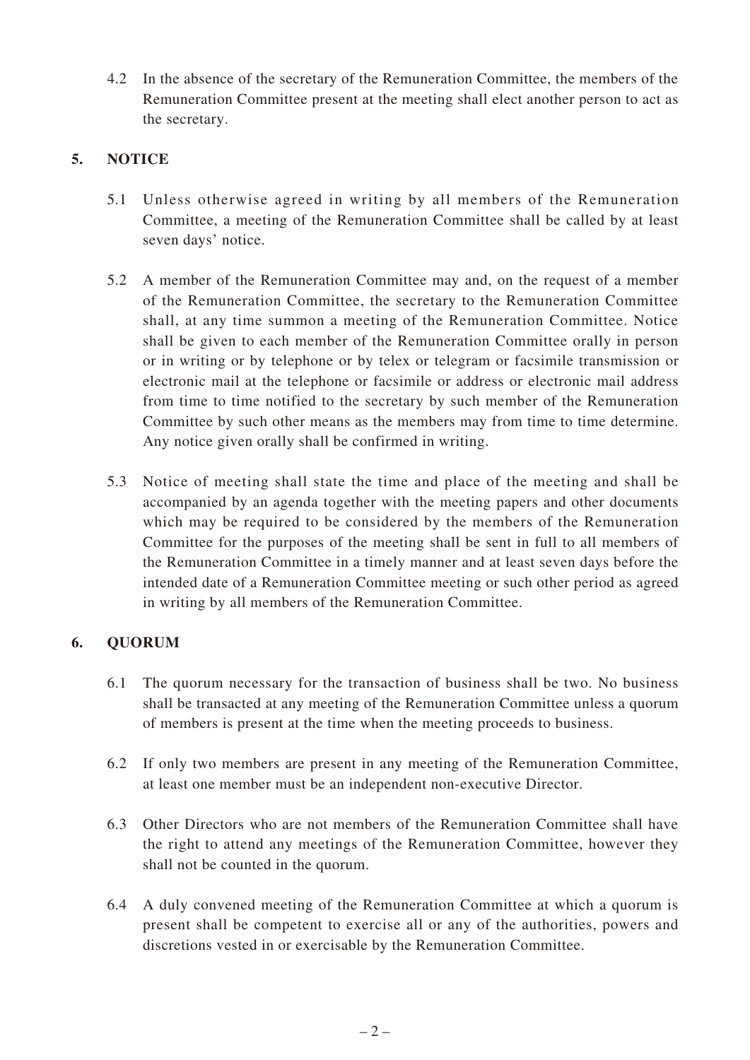4.2 In the absence of the secretary of the Remuneration Committee, the members of the Remuneration Committee present at the meeting shall elect another person to act as the secretary.

## 5. NOTICE

5.1 Unless otherwise agreed in writing by all members of the Remuneration Committee, a meeting of the Remuneration Committee shall be called by at least seven days' notice.

5.2 A member of the Remuneration Committee may and, on the request of a member of the Remuneration Committee, the secretary to the Remuneration Committee shall, at any time summon a meeting of the Remuneration Committee. Notice shall be given to each member of the Remuneration Committee orally in person or in writing or by telephone or by telex or telegram or facsimile transmission or electronic mail at the telephone or facsimile or address or electronic mail address from time to time notified to the secretary by such member of the Remuneration Committee by such other means as the members may from time to time determine. Any notice given orally shall be confirmed in writing.

5.3 Notice of meeting shall state the time and place of the meeting and shall be accompanied by an agenda together with the meeting papers and other documents which may be required to be considered by the members of the Remuneration Committee for the purposes of the meeting shall be sent in full to all members of the Remuneration Committee in a timely manner and at least seven days before the intended date of a Remuneration Committee meeting or such other period as agreed in writing by all members of the Remuneration Committee.

## 6. QUORUM

6.1 The quorum necessary for the transaction of business shall be two. No business shall be transacted at any meeting of the Remuneration Committee unless a quorum of members is present at the time when the meeting proceeds to business.

6.2 If only two members are present in any meeting of the Remuneration Committee, at least one member must be an independent non-executive Director.

6.3 Other Directors who are not members of the Remuneration Committee shall have the right to attend any meetings of the Remuneration Committee, however they shall not be counted in the quorum.

6.4 A duly convened meeting of the Remuneration Committee at which a quorum is present shall be competent to exercise all or any of the authorities, powers and discretions vested in or exercisable by the Remuneration Committee.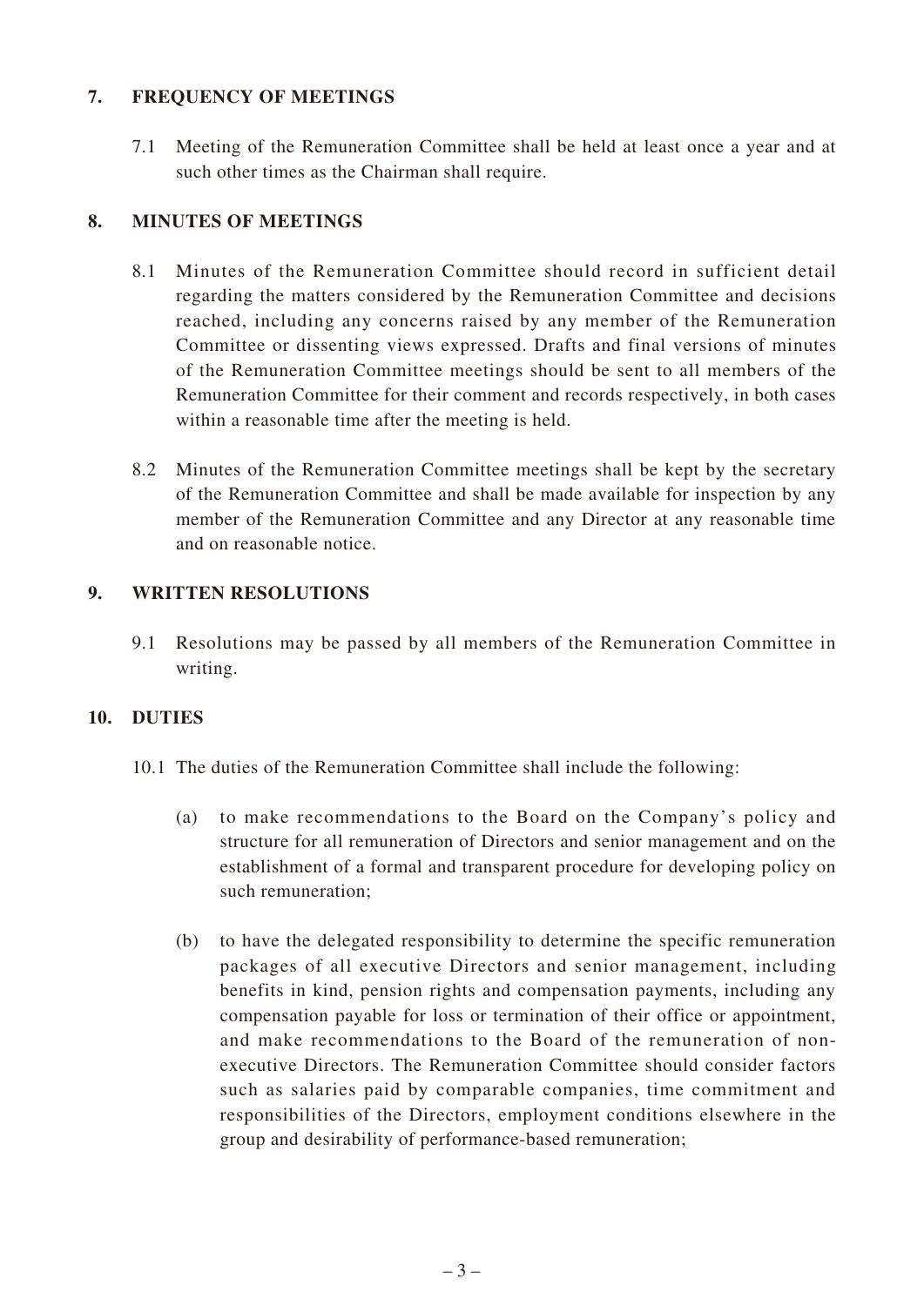## 7. FREQUENCY OF MEETINGS

7.1 Meeting of the Remuneration Committee shall be held at least once a year and at such other times as the Chairman shall require.

## 8. MINUTES OF MEETINGS

8.1 Minutes of the Remuneration Committee should record in sufficient detail regarding the matters considered by the Remuneration Committee and decisions reached, including any concerns raised by any member of the Remuneration Committee or dissenting views expressed. Drafts and final versions of minutes of the Remuneration Committee meetings should be sent to all members of the Remuneration Committee for their comment and records respectively, in both cases within a reasonable time after the meeting is held.

8.2 Minutes of the Remuneration Committee meetings shall be kept by the secretary of the Remuneration Committee and shall be made available for inspection by any member of the Remuneration Committee and any Director at any reasonable time and on reasonable notice.

## 9. WRITTEN RESOLUTIONS

9.1 Resolutions may be passed by all members of the Remuneration Committee in writing.

## 10. DUTIES

10.1 The duties of the Remuneration Committee shall include the following:

(a) to make recommendations to the Board on the Company's policy and structure for all remuneration of Directors and senior management and on the establishment of a formal and transparent procedure for developing policy on such remuneration;

(b) to have the delegated responsibility to determine the specific remuneration packages of all executive Directors and senior management, including benefits in kind, pension rights and compensation payments, including any compensation payable for loss or termination of their office or appointment, and make recommendations to the Board of the remuneration of non-executive Directors. The Remuneration Committee should consider factors such as salaries paid by comparable companies, time commitment and responsibilities of the Directors, employment conditions elsewhere in the group and desirability of performance-based remuneration;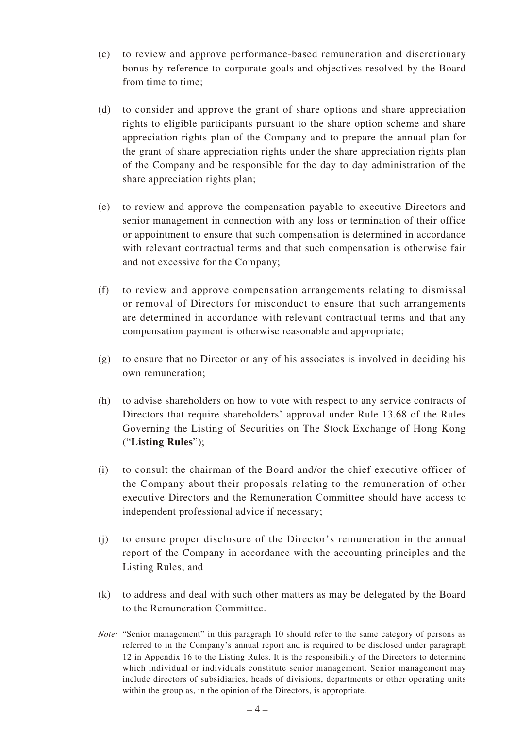(c) to review and approve performance-based remuneration and discretionary bonus by reference to corporate goals and objectives resolved by the Board from time to time;

(d) to consider and approve the grant of share options and share appreciation rights to eligible participants pursuant to the share option scheme and share appreciation rights plan of the Company and to prepare the annual plan for the grant of share appreciation rights under the share appreciation rights plan of the Company and be responsible for the day to day administration of the share appreciation rights plan;

(e) to review and approve the compensation payable to executive Directors and senior management in connection with any loss or termination of their office or appointment to ensure that such compensation is determined in accordance with relevant contractual terms and that such compensation is otherwise fair and not excessive for the Company;

(f) to review and approve compensation arrangements relating to dismissal or removal of Directors for misconduct to ensure that such arrangements are determined in accordance with relevant contractual terms and that any compensation payment is otherwise reasonable and appropriate;

(g) to ensure that no Director or any of his associates is involved in deciding his own remuneration;

(h) to advise shareholders on how to vote with respect to any service contracts of Directors that require shareholders' approval under Rule 13.68 of the Rules Governing the Listing of Securities on The Stock Exchange of Hong Kong ("**Listing Rules**");

(i) to consult the chairman of the Board and/or the chief executive officer of the Company about their proposals relating to the remuneration of other executive Directors and the Remuneration Committee should have access to independent professional advice if necessary;

(j) to ensure proper disclosure of the Director's remuneration in the annual report of the Company in accordance with the accounting principles and the Listing Rules; and

(k) to address and deal with such other matters as may be delegated by the Board to the Remuneration Committee.

*Note:* "Senior management" in this paragraph 10 should refer to the same category of persons as referred to in the Company's annual report and is required to be disclosed under paragraph 12 in Appendix 16 to the Listing Rules. It is the responsibility of the Directors to determine which individual or individuals constitute senior management. Senior management may include directors of subsidiaries, heads of divisions, departments or other operating units within the group as, in the opinion of the Directors, is appropriate.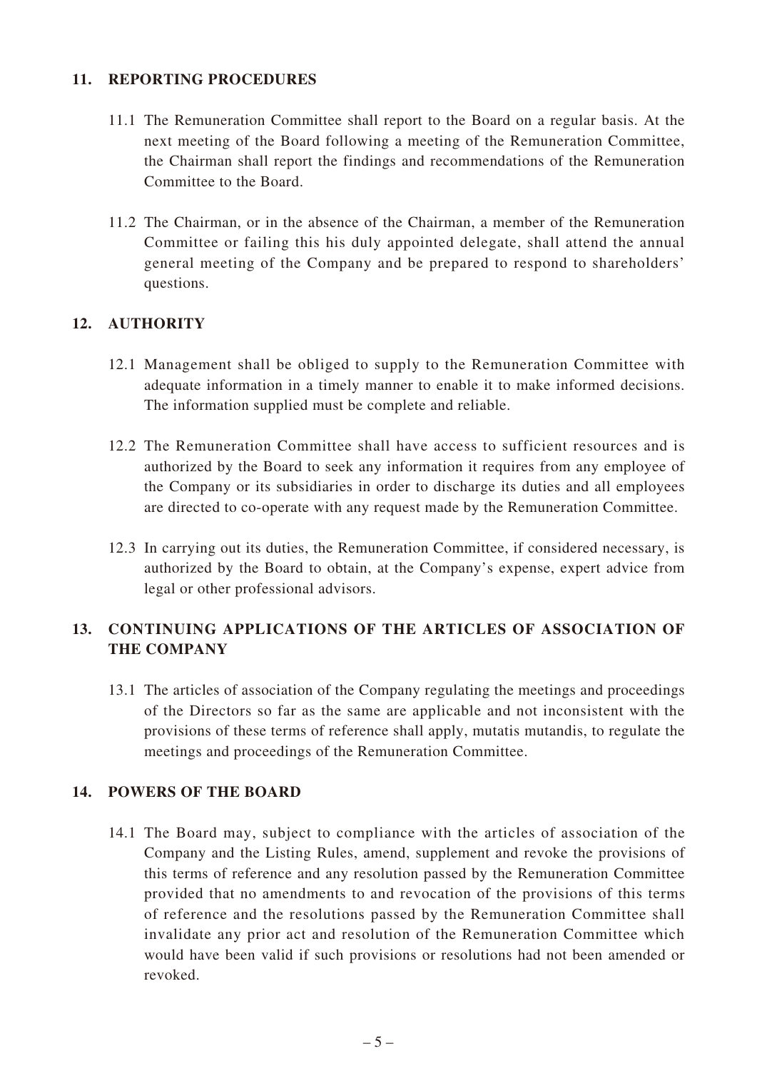## 11. REPORTING PROCEDURES

11.1 The Remuneration Committee shall report to the Board on a regular basis. At the next meeting of the Board following a meeting of the Remuneration Committee, the Chairman shall report the findings and recommendations of the Remuneration Committee to the Board.

11.2 The Chairman, or in the absence of the Chairman, a member of the Remuneration Committee or failing this his duly appointed delegate, shall attend the annual general meeting of the Company and be prepared to respond to shareholders' questions.

## 12. AUTHORITY

12.1 Management shall be obliged to supply to the Remuneration Committee with adequate information in a timely manner to enable it to make informed decisions. The information supplied must be complete and reliable.

12.2 The Remuneration Committee shall have access to sufficient resources and is authorized by the Board to seek any information it requires from any employee of the Company or its subsidiaries in order to discharge its duties and all employees are directed to co-operate with any request made by the Remuneration Committee.

12.3 In carrying out its duties, the Remuneration Committee, if considered necessary, is authorized by the Board to obtain, at the Company's expense, expert advice from legal or other professional advisors.

## 13. CONTINUING APPLICATIONS OF THE ARTICLES OF ASSOCIATION OF THE COMPANY

13.1 The articles of association of the Company regulating the meetings and proceedings of the Directors so far as the same are applicable and not inconsistent with the provisions of these terms of reference shall apply, mutatis mutandis, to regulate the meetings and proceedings of the Remuneration Committee.

## 14. POWERS OF THE BOARD

14.1 The Board may, subject to compliance with the articles of association of the Company and the Listing Rules, amend, supplement and revoke the provisions of this terms of reference and any resolution passed by the Remuneration Committee provided that no amendments to and revocation of the provisions of this terms of reference and the resolutions passed by the Remuneration Committee shall invalidate any prior act and resolution of the Remuneration Committee which would have been valid if such provisions or resolutions had not been amended or revoked.